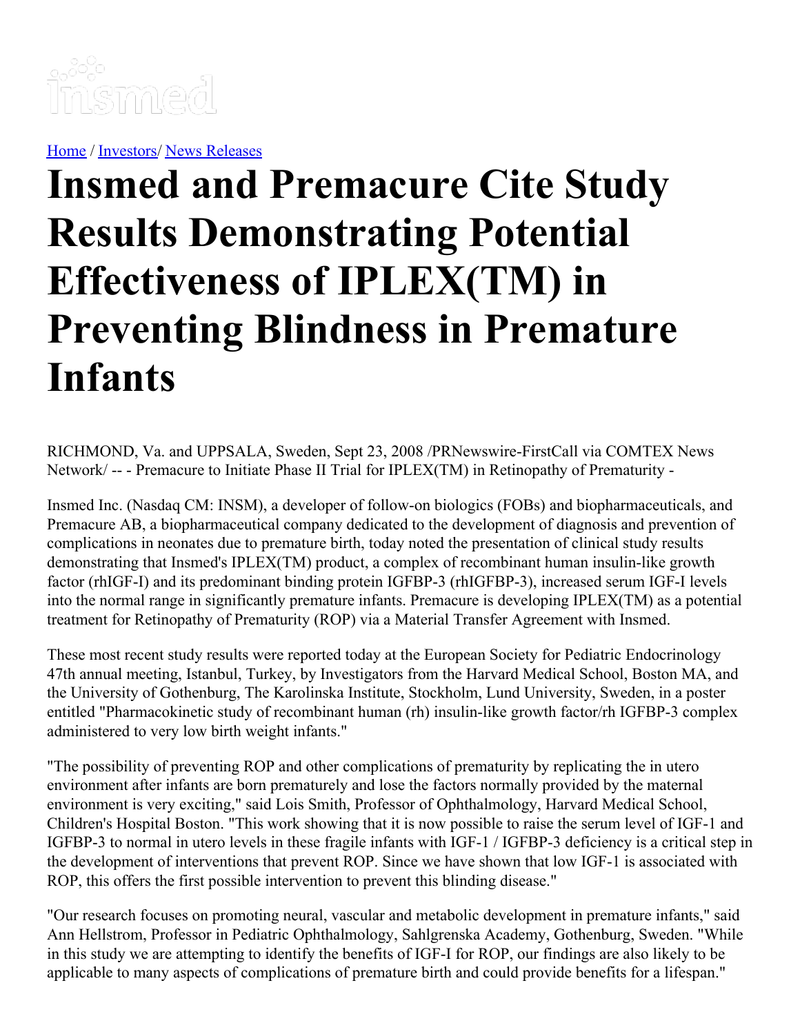Home / Investors/ News Releases

# Insmed and Premacure Cite Study Results Demonstrating Potential Effectiveness of IPLEX(TM) in Preventing Blindness in Premature Infants

RICHMOND, Va. and UPPSALA, Sweden, Sept 23, 2008 /PRNewswire-FirstCall via COMTEX News Network/ -- - Premacure to Initiate Phase II Trial for IPLEX(TM) in Retinopathy of Prematurity -

Insmed Inc. (Nasdaq CM: INSM), a developer of follow-on biologics (FOBs) and biopharmaceuticals, and Premacure AB, a biopharmaceutical company dedicated to the development of diagnosis and prevention of complications in neonates due to premature birth, today noted the presentation of clinical study results demonstrating that Insmed's IPLEX(TM) product, a complex of recombinant human insulin-like growth factor (rhIGF-I) and its predominant binding protein IGFBP-3 (rhIGFBP-3), increased serum IGF-I levels into the normal range in significantly premature infants. Premacure is developing IPLEX(TM) as a potential treatment for Retinopathy of Prematurity (ROP) via a Material Transfer Agreement with Insmed.

These most recent study results were reported today at the European Society for Pediatric Endocrinology 47th annual meeting, Istanbul, Turkey, by Investigators from the Harvard Medical School, Boston MA, and the University of Gothenburg, The Karolinska Institute, Stockholm, Lund University, Sweden, in a poster entitled "Pharmacokinetic study of recombinant human (rh) insulin-like growth factor/rh IGFBP-3 complex administered to very low birth weight infants."

"The possibility of preventing ROP and other complications of prematurity by replicating the in utero environment after infants are born prematurely and lose the factors normally provided by the maternal environment is very exciting," said Lois Smith, Professor of Ophthalmology, Harvard Medical School, Children's Hospital Boston. "This work showing that it is now possible to raise the serum level of IGF-1 and IGFBP-3 to normal in utero levels in these fragile infants with IGF-1 / IGFBP-3 deficiency is a critical step in the development of interventions that prevent ROP. Since we have shown that low IGF-1 is associated with ROP, this offers the first possible intervention to prevent this blinding disease."

"Our research focuses on promoting neural, vascular and metabolic development in premature infants," said Ann Hellstrom, Professor in Pediatric Ophthalmology, Sahlgrenska Academy, Gothenburg, Sweden. "While in this study we are attempting to identify the benefits of IGF-I for ROP, our findings are also likely to be applicable to many aspects of complications of premature birth and could provide benefits for a lifespan."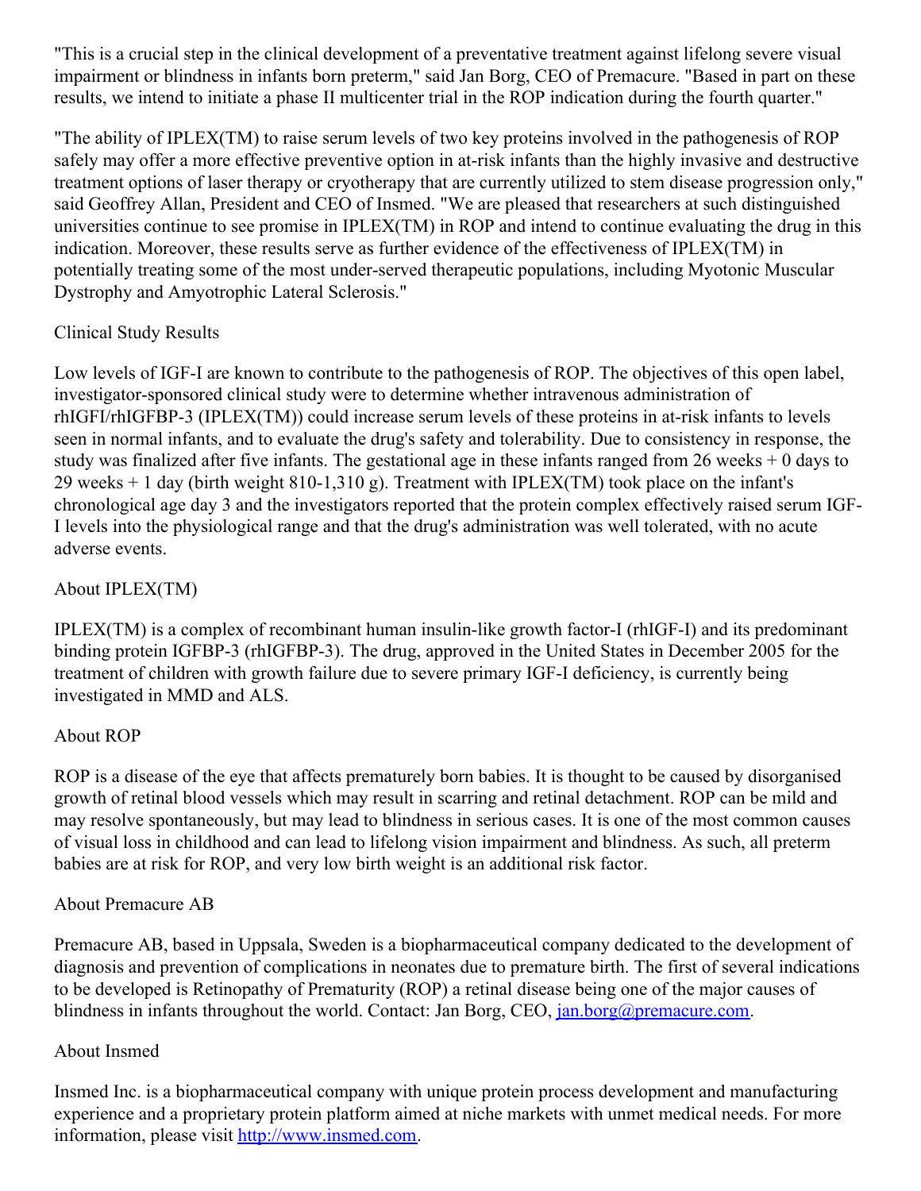"This is a crucial step in the clinical development of a preventative treatment against lifelong severe visual impairment or blindness in infants born preterm," said Jan Borg, CEO of Premacure. "Based in part on these results, we intend to initiate a phase II multicenter trial in the ROP indication during the fourth quarter."

"The ability of IPLEX(TM) to raise serum levels of two key proteins involved in the pathogenesis of ROP safely may offer a more effective preventive option in at-risk infants than the highly invasive and destructive treatment options of laser therapy or cryotherapy that are currently utilized to stem disease progression only," said Geoffrey Allan, President and CEO of Insmed. "We are pleased that researchers at such distinguished universities continue to see promise in IPLEX(TM) in ROP and intend to continue evaluating the drug in this indication. Moreover, these results serve as further evidence of the effectiveness of IPLEX(TM) in potentially treating some of the most under-served therapeutic populations, including Myotonic Muscular Dystrophy and Amyotrophic Lateral Sclerosis."

## Clinical Study Results

Low levels of IGF-I are known to contribute to the pathogenesis of ROP. The objectives of this open label, investigator-sponsored clinical study were to determine whether intravenous administration of rhIGFI/rhIGFBP-3 (IPLEX(TM)) could increase serum levels of these proteins in at-risk infants to levels seen in normal infants, and to evaluate the drug's safety and tolerability. Due to consistency in response, the study was finalized after five infants. The gestational age in these infants ranged from 26 weeks + 0 days to 29 weeks + 1 day (birth weight 810-1,310 g). Treatment with IPLEX(TM) took place on the infant's chronological age day 3 and the investigators reported that the protein complex effectively raised serum IGF-I levels into the physiological range and that the drug's administration was well tolerated, with no acute adverse events.

## About IPLEX(TM)

IPLEX(TM) is a complex of recombinant human insulin-like growth factor-I (rhIGF-I) and its predominant binding protein IGFBP-3 (rhIGFBP-3). The drug, approved in the United States in December 2005 for the treatment of children with growth failure due to severe primary IGF-I deficiency, is currently being investigated in MMD and ALS.

## About ROP

ROP is a disease of the eye that affects prematurely born babies. It is thought to be caused by disorganised growth of retinal blood vessels which may result in scarring and retinal detachment. ROP can be mild and may resolve spontaneously, but may lead to blindness in serious cases. It is one of the most common causes of visual loss in childhood and can lead to lifelong vision impairment and blindness. As such, all preterm babies are at risk for ROP, and very low birth weight is an additional risk factor.

## About Premacure AB

Premacure AB, based in Uppsala, Sweden is a biopharmaceutical company dedicated to the development of diagnosis and prevention of complications in neonates due to premature birth. The first of several indications to be developed is Retinopathy of Prematurity (ROP) a retinal disease being one of the major causes of blindness in infants throughout the world. Contact: Jan Borg, CEO, jan.borg@premacure.com.

## About Insmed

Insmed Inc. is a biopharmaceutical company with unique protein process development and manufacturing experience and a proprietary protein platform aimed at niche markets with unmet medical needs. For more information, please visit http://www.insmed.com.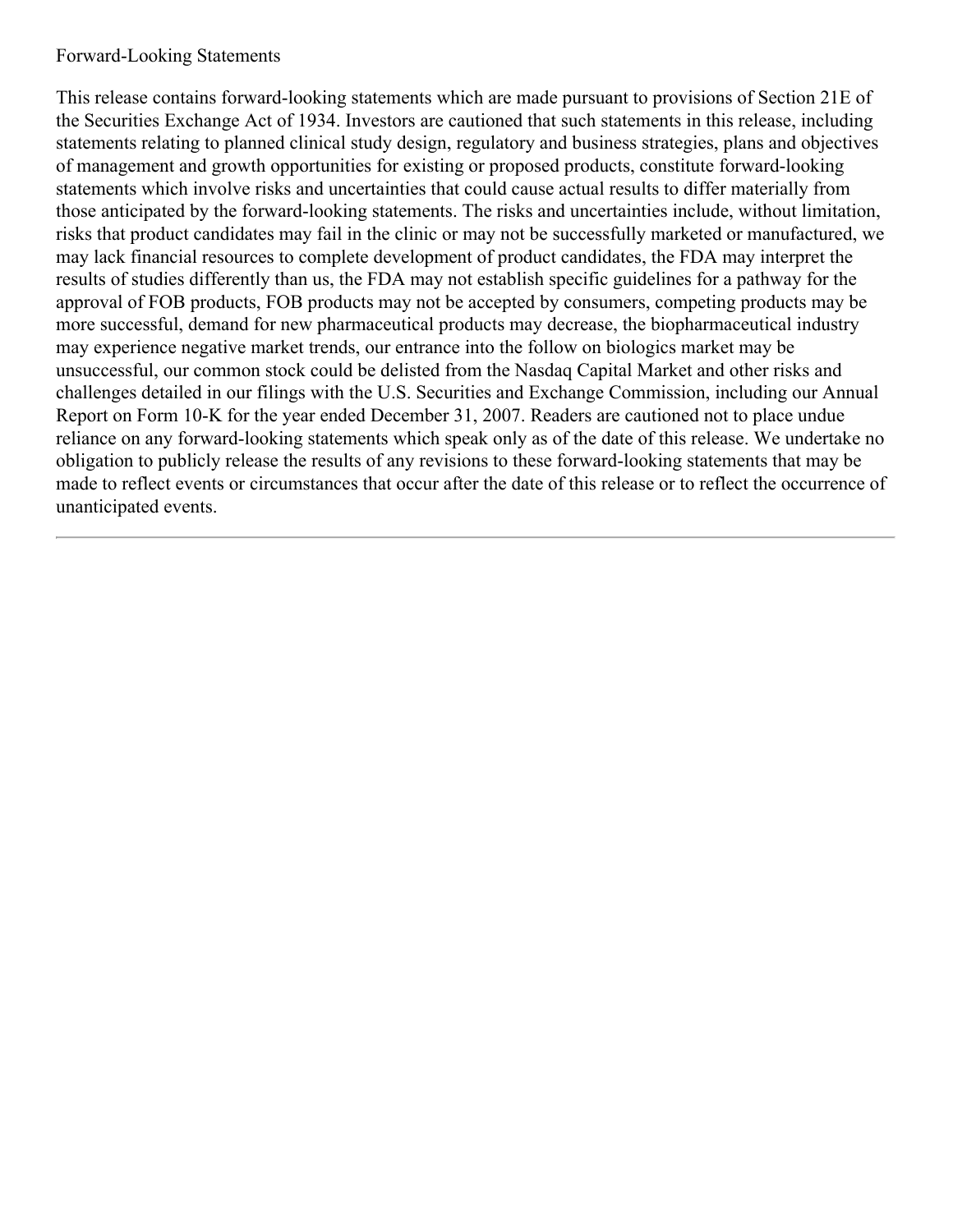Forward-Looking Statements

This release contains forward-looking statements which are made pursuant to provisions of Section 21E of the Securities Exchange Act of 1934. Investors are cautioned that such statements in this release, including statements relating to planned clinical study design, regulatory and business strategies, plans and objectives of management and growth opportunities for existing or proposed products, constitute forward-looking statements which involve risks and uncertainties that could cause actual results to differ materially from those anticipated by the forward-looking statements. The risks and uncertainties include, without limitation, risks that product candidates may fail in the clinic or may not be successfully marketed or manufactured, we may lack financial resources to complete development of product candidates, the FDA may interpret the results of studies differently than us, the FDA may not establish specific guidelines for a pathway for the approval of FOB products, FOB products may not be accepted by consumers, competing products may be more successful, demand for new pharmaceutical products may decrease, the biopharmaceutical industry may experience negative market trends, our entrance into the follow on biologics market may be unsuccessful, our common stock could be delisted from the Nasdaq Capital Market and other risks and challenges detailed in our filings with the U.S. Securities and Exchange Commission, including our Annual Report on Form 10-K for the year ended December 31, 2007. Readers are cautioned not to place undue reliance on any forward-looking statements which speak only as of the date of this release. We undertake no obligation to publicly release the results of any revisions to these forward-looking statements that may be made to reflect events or circumstances that occur after the date of this release or to reflect the occurrence of unanticipated events.